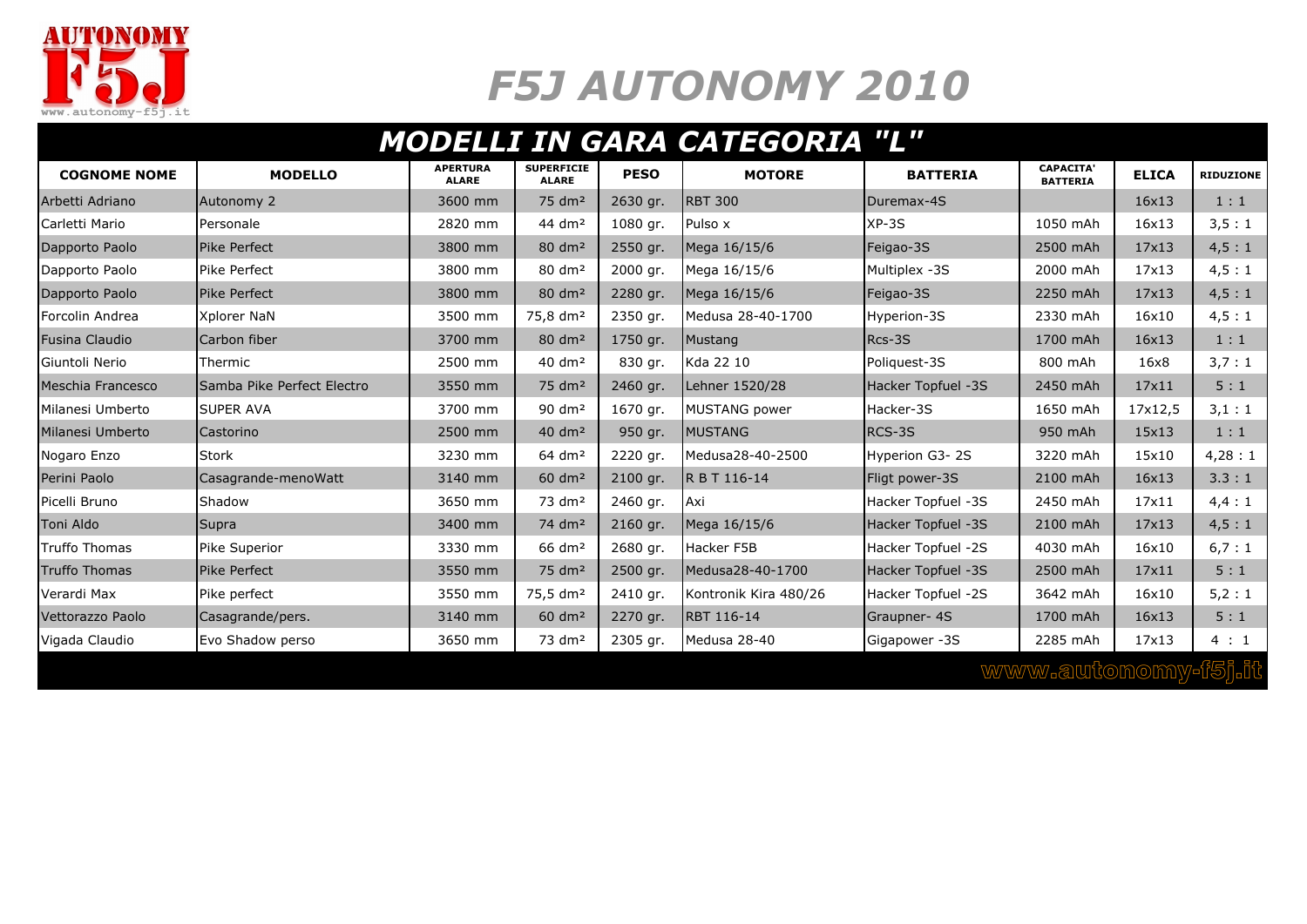# F5J AUTONOMY 2010

## MODELLI IN GARA CATEGORIA "L"

| COGNOME NOME | MODELLO | APERTURA ALARE | SUPERFICIE ALARE | PESO | MOTORE | BATTERIA | CAPACITA' BATTERIA | ELICA | RIDUZIONE |
|---|---|---|---|---|---|---|---|---|---|
| Arbetti Adriano | Autonomy 2 | 3600 mm | 75 dm² | 2630 gr. | RBT 300 | Duremax-4S | | 16x13 | 1 : 1 |
| Carletti Mario | Personale | 2820 mm | 44 dm² | 1080 gr. | Pulso x | XP-3S | 1050 mAh | 16x13 | 3,5 : 1 |
| Dapporto Paolo | Pike Perfect | 3800 mm | 80 dm² | 2550 gr. | Mega 16/15/6 | Feigao-3S | 2500 mAh | 17x13 | 4,5 : 1 |
| Dapporto Paolo | Pike Perfect | 3800 mm | 80 dm² | 2000 gr. | Mega 16/15/6 | Multiplex -3S | 2000 mAh | 17x13 | 4,5 : 1 |
| Dapporto Paolo | Pike Perfect | 3800 mm | 80 dm² | 2280 gr. | Mega 16/15/6 | Feigao-3S | 2250 mAh | 17x13 | 4,5 : 1 |
| Forcolin Andrea | Xplorer NaN | 3500 mm | 75,8 dm² | 2350 gr. | Medusa 28-40-1700 | Hyperion-3S | 2330 mAh | 16x10 | 4,5 : 1 |
| Fusina Claudio | Carbon fiber | 3700 mm | 80 dm² | 1750 gr. | Mustang | Rcs-3S | 1700 mAh | 16x13 | 1 : 1 |
| Giuntoli Nerio | Thermic | 2500 mm | 40 dm² | 830 gr. | Kda 22 10 | Poliquest-3S | 800 mAh | 16x8 | 3,7 : 1 |
| Meschia Francesco | Samba Pike Perfect Electro | 3550 mm | 75 dm² | 2460 gr. | Lehner 1520/28 | Hacker Topfuel -3S | 2450 mAh | 17x11 | 5 : 1 |
| Milanesi Umberto | SUPER AVA | 3700 mm | 90 dm² | 1670 gr. | MUSTANG power | Hacker-3S | 1650 mAh | 17x12,5 | 3,1 : 1 |
| Milanesi Umberto | Castorino | 2500 mm | 40 dm² | 950 gr. | MUSTANG | RCS-3S | 950 mAh | 15x13 | 1 : 1 |
| Nogaro Enzo | Stork | 3230 mm | 64 dm² | 2220 gr. | Medusa28-40-2500 | Hyperion G3- 2S | 3220 mAh | 15x10 | 4,28 : 1 |
| Perini Paolo | Casagrande-menoWatt | 3140 mm | 60 dm² | 2100 gr. | R B T 116-14 | Fligt power-3S | 2100 mAh | 16x13 | 3.3 : 1 |
| Picelli Bruno | Shadow | 3650 mm | 73 dm² | 2460 gr. | Axi | Hacker Topfuel -3S | 2450 mAh | 17x11 | 4,4 : 1 |
| Toni Aldo | Supra | 3400 mm | 74 dm² | 2160 gr. | Mega 16/15/6 | Hacker Topfuel -3S | 2100 mAh | 17x13 | 4,5 : 1 |
| Truffo Thomas | Pike Superior | 3330 mm | 66 dm² | 2680 gr. | Hacker F5B | Hacker Topfuel -2S | 4030 mAh | 16x10 | 6,7 : 1 |
| Truffo Thomas | Pike Perfect | 3550 mm | 75 dm² | 2500 gr. | Medusa28-40-1700 | Hacker Topfuel -3S | 2500 mAh | 17x11 | 5 : 1 |
| Verardi Max | Pike perfect | 3550 mm | 75,5 dm² | 2410 gr. | Kontronik Kira 480/26 | Hacker Topfuel -2S | 3642 mAh | 16x10 | 5,2 : 1 |
| Vettorazzo Paolo | Casagrande/pers. | 3140 mm | 60 dm² | 2270 gr. | RBT 116-14 | Graupner- 4S | 1700 mAh | 16x13 | 5 : 1 |
| Vigada Claudio | Evo Shadow perso | 3650 mm | 73 dm² | 2305 gr. | Medusa 28-40 | Gigapower -3S | 2285 mAh | 17x13 | 4 : 1 |

www.autonomy-f5j.it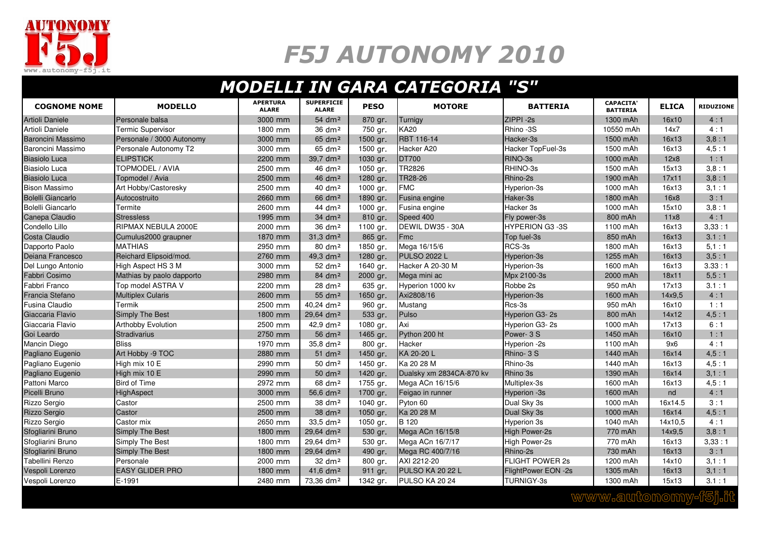# F5J AUTONOMY 2010

## MODELLI IN GARA CATEGORIA "S"

| COGNOME NOME | MODELLO | APERTURA ALARE | SUPERFICIE ALARE | PESO | MOTORE | BATTERIA | CAPACITA' BATTERIA | ELICA | RIDUZIONE |
|---|---|---|---|---|---|---|---|---|---|
| Artioli Daniele | Personale balsa | 3000 mm | 54 dm² | 870 gr. | Turnigy | ZIPPI -2s | 1300 mAh | 16x10 | 4 : 1 |
| Artioli Daniele | Termic Supervisor | 1800 mm | 36 dm² | 750 gr. | KA20 | Rhino -3S | 10550 mAh | 14x7 | 4 : 1 |
| Baroncini Massimo | Personale / 3000 Autonomy | 3000 mm | 65 dm² | 1500 gr. | RBT 116-14 | Hacker-3s | 1500 mAh | 16x13 | 3,8 : 1 |
| Baroncini Massimo | Personale Autonomy T2 | 3000 mm | 65 dm² | 1500 gr. | Hacker A20 | Hacker TopFuel-3s | 1500 mAh | 16x13 | 4,5 : 1 |
| Biasiolo Luca | ELIPSTICK | 2200 mm | 39,7 dm² | 1030 gr. | DT700 | RINO-3s | 1000 mAh | 12x8 | 1 : 1 |
| Biasiolo Luca | TOPMODEL / AVIA | 2500 mm | 46 dm² | 1050 gr. | TR2826 | RHINO-3s | 1500 mAh | 15x13 | 3,8 : 1 |
| Biasiolo Luca | Topmodel / Avia | 2500 mm | 46 dm² | 1280 gr. | TR28-26 | Rhino-2s | 1900 mAh | 17x11 | 3,8 : 1 |
| Bison Massimo | Art Hobby/Castoresky | 2500 mm | 40 dm² | 1000 gr. | FMC | Hyperion-3s | 1000 mAh | 16x13 | 3,1 : 1 |
| Bolelli Giancarlo | Autocostruito | 2660 mm | 66 dm² | 1890 gr. | Fusina engine | Haker-3s | 1800 mAh | 16x8 | 3 : 1 |
| Bolelli Giancarlo | Termite | 2600 mm | 44 dm² | 1000 gr. | Fusina engine | Hacker 3s | 1000 mAh | 15x10 | 3,8 : 1 |
| Canepa Claudio | Stressless | 1995 mm | 34 dm² | 810 gr. | Speed 400 | Fly power-3s | 800 mAh | 11x8 | 4 : 1 |
| Condello Lillo | RIPMAX NEBULA 2000E | 2000 mm | 36 dm² | 1100 gr. | DEWIL DW35 - 30A | HYPERION G3 -3S | 1100 mAh | 16x13 | 3,33 : 1 |
| Costa Claudio | Cumulus2000 graupner | 1870 mm | 31,3 dm² | 865 gr. | Fmc | Top fuel-3s | 850 mAh | 16x13 | 3.1 : 1 |
| Dapporto Paolo | MATHIAS | 2950 mm | 80 dm² | 1850 gr. | Mega 16/15/6 | RCS-3s | 1800 mAh | 16x13 | 5,1 : 1 |
| Deiana Francesco | Reichard Elipsoid/mod. | 2760 mm | 49,3 dm² | 1280 gr. | PULSO 2022 L | Hyperion-3s | 1255 mAh | 16x13 | 3,5 : 1 |
| Del Lungo Antonio | High Aspect HS 3 M | 3000 mm | 52 dm² | 1640 gr. | Hacker A 20-30 M | Hyperion-3s | 1600 mAh | 16x13 | 3.33 : 1 |
| Fabbri Cosimo | Mathias by paolo dapporto | 2980 mm | 84 dm² | 2000 gr. | Mega mini ac | Mpx 2100-3s | 2000 mAh | 18x11 | 5,5 : 1 |
| Fabbri Franco | Top model ASTRA V | 2200 mm | 28 dm² | 635 gr. | Hyperion 1000 kv | Robbe 2s | 950 mAh | 17x13 | 3.1 : 1 |
| Francia Stefano | Multiplex Cularis | 2600 mm | 55 dm² | 1650 gr. | Axi2808/16 | Hyperion-3s | 1600 mAh | 14x9,5 | 4 : 1 |
| Fusina Claudio | Termik | 2500 mm | 40,24 dm² | 960 gr. | Mustang | Rcs-3s | 950 mAh | 16x10 | 1 : 1 |
| Giaccaria Flavio | Simply The Best | 1800 mm | 29,64 dm² | 533 gr. | Pulso | Hyperion G3- 2s | 800 mAh | 14x12 | 4,5 : 1 |
| Giaccaria Flavio | Arthobby Evolution | 2500 mm | 42,9 dm² | 1080 gr. | Axi | Hyperion G3- 2s | 1000 mAh | 17x13 | 6 : 1 |
| Goi Leardo | Stradivarius | 2750 mm | 56 dm² | 1465 gr. | Python 200 ht | Power- 3 S | 1450 mAh | 16x10 | 1 : 1 |
| Mancin Diego | Bliss | 1970 mm | 35,8 dm² | 800 gr. | Hacker | Hyperion -2s | 1100 mAh | 9x6 | 4 : 1 |
| Pagliano Eugenio | Art Hobby -9 TOC | 2880 mm | 51 dm² | 1450 gr. | KA 20-20 L | Rhino- 3 S | 1440 mAh | 16x14 | 4,5 : 1 |
| Pagliano Eugenio | High mix 10 E | 2990 mm | 50 dm² | 1450 gr. | Ka 20 28 M | Rhino-3s | 1440 mAh | 16x13 | 4,5 : 1 |
| Pagliano Eugenio | High mix 10 E | 2990 mm | 50 dm² | 1420 gr. | Dualsky xm 2834CA-870 kv | Rhino 3s | 1390 mAh | 16x14 | 3,1 : 1 |
| Pattoni Marco | Bird of Time | 2972 mm | 68 dm² | 1755 gr. | Mega ACn 16/15/6 | Multiplex-3s | 1600 mAh | 16x13 | 4,5 : 1 |
| Picelli Bruno | HighAspect | 3000 mm | 56,6 dm² | 1700 gr. | Feigao in runner | Hyperion -3s | 1600 mAh | nd | 4 : 1 |
| Rizzo Sergio | Castor | 2500 mm | 38 dm² | 1040 gr. | Pyton 60 | Dual Sky 3s | 1000 mAh | 16x14.5 | 3 : 1 |
| Rizzo Sergio | Castor | 2500 mm | 38 dm² | 1050 gr. | Ka 20 28 M | Dual Sky 3s | 1000 mAh | 16x14 | 4,5 : 1 |
| Rizzo Sergio | Castor mix | 2650 mm | 33,5 dm² | 1050 gr. | B 120 | Hyperion 3s | 1040 mAh | 14x10,5 | 4 : 1 |
| Sfogliarini Bruno | Simply The Best | 1800 mm | 29,64 dm² | 530 gr. | Mega ACn 16/15/8 | High Power-2s | 770 mAh | 14x9,5 | 3,8 : 1 |
| Sfogliarini Bruno | Simply The Best | 1800 mm | 29,64 dm² | 530 gr. | Mega ACn 16/7/17 | High Power-2s | 770 mAh | 16x13 | 3,33 : 1 |
| Sfogliarini Bruno | Simply The Best | 1800 mm | 29,64 dm² | 490 gr. | Mega RC 400/7/16 | Rhino-2s | 730 mAh | 16x13 | 3 : 1 |
| Tabellini Renzo | Personale | 2000 mm | 32 dm² | 800 gr. | AXI 2212-20 | FLIGHT POWER 2s | 1200 mAh | 14x10 | 3,1 : 1 |
| Vespoli Lorenzo | EASY GLIDER PRO | 1800 mm | 41,6 dm² | 911 gr. | PULSO KA 20 22 L | FlightPower EON -2s | 1305 mAh | 16x13 | 3,1 : 1 |
| Vespoli Lorenzo | E-1991 | 2480 mm | 73,36 dm² | 1342 gr. | PULSO KA 20 24 | TURNIGY-3s | 1300 mAh | 15x13 | 3.1 : 1 |

www.autonomy-f5j.it